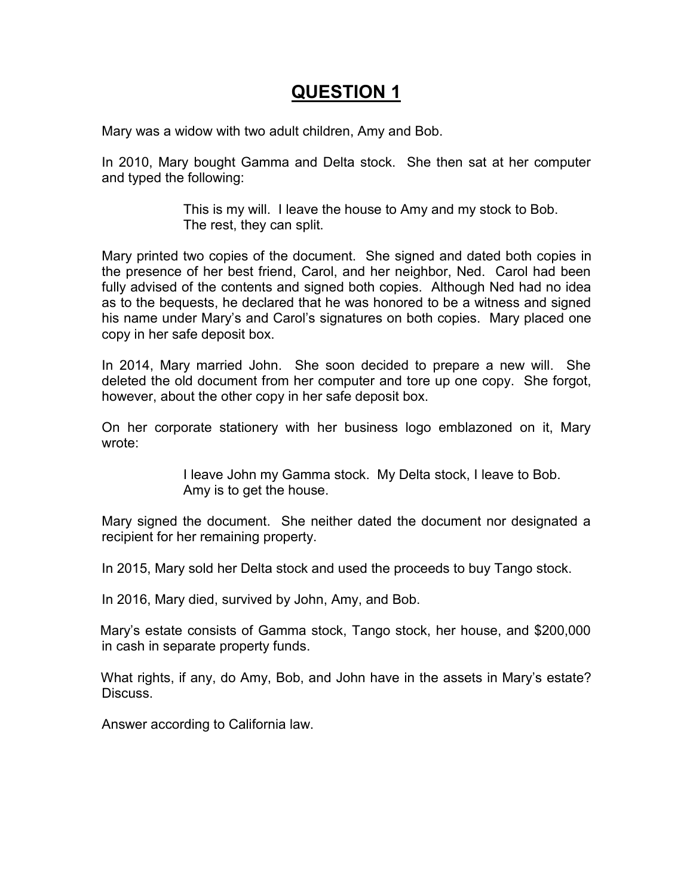# QUESTION 1

Mary was a widow with two adult children, Amy and Bob.

In 2010, Mary bought Gamma and Delta stock. She then sat at her computer and typed the following:

> This is my will. I leave the house to Amy and my stock to Bob. The rest, they can split.

Mary printed two copies of the document. She signed and dated both copies in the presence of her best friend, Carol, and her neighbor, Ned. Carol had been fully advised of the contents and signed both copies. Although Ned had no idea as to the bequests, he declared that he was honored to be a witness and signed his name under Mary's and Carol's signatures on both copies. Mary placed one copy in her safe deposit box.

In 2014, Mary married John. She soon decided to prepare a new will. She deleted the old document from her computer and tore up one copy. She forgot, however, about the other copy in her safe deposit box.

On her corporate stationery with her business logo emblazoned on it, Mary wrote:

> I leave John my Gamma stock. My Delta stock, I leave to Bob. Amy is to get the house.

Mary signed the document. She neither dated the document nor designated a recipient for her remaining property.

In 2015, Mary sold her Delta stock and used the proceeds to buy Tango stock.

In 2016, Mary died, survived by John, Amy, and Bob.

Mary's estate consists of Gamma stock, Tango stock, her house, and $200,000 in cash in separate property funds.

What rights, if any, do Amy, Bob, and John have in the assets in Mary's estate? Discuss.

Answer according to California law.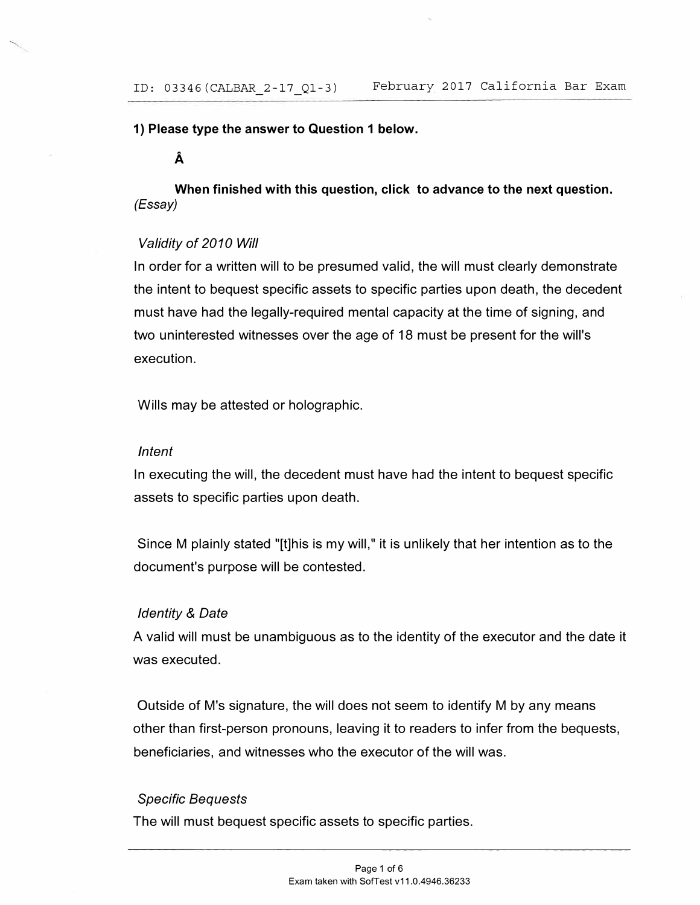**1) Please type the answer to Question 1 below.**

**Â**

**When finished with this question, click to advance to the next question.**
*(Essay)*

*Validity of 2010 Will*

In order for a written will to be presumed valid, the will must clearly demonstrate the intent to bequest specific assets to specific parties upon death, the decedent must have had the legally-required mental capacity at the time of signing, and two uninterested witnesses over the age of 18 must be present for the will's execution.

Wills may be attested or holographic.

*Intent*

In executing the will, the decedent must have had the intent to bequest specific assets to specific parties upon death.

Since M plainly stated "[t]his is my will," it is unlikely that her intention as to the document's purpose will be contested.

*Identity & Date*

A valid will must be unambiguous as to the identity of the executor and the date it was executed.

Outside of M's signature, the will does not seem to identify M by any means other than first-person pronouns, leaving it to readers to infer from the bequests, beneficiaries, and witnesses who the executor of the will was.

*Specific Bequests*

The will must bequest specific assets to specific parties.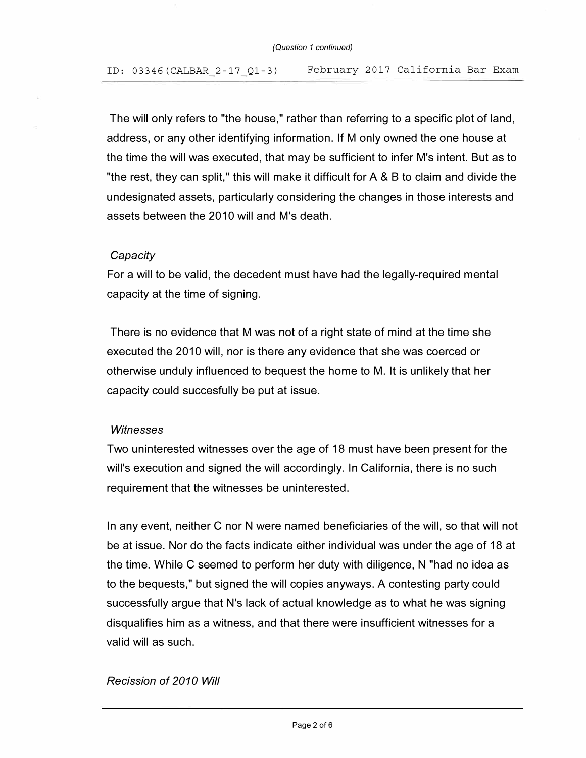The will only refers to "the house," rather than referring to a specific plot of land, address, or any other identifying information. If M only owned the one house at the time the will was executed, that may be sufficient to infer M's intent. But as to "the rest, they can split," this will make it difficult for A & B to claim and divide the undesignated assets, particularly considering the changes in those interests and assets between the 2010 will and M's death.

*Capacity*

For a will to be valid, the decedent must have had the legally-required mental capacity at the time of signing.

There is no evidence that M was not of a right state of mind at the time she executed the 2010 will, nor is there any evidence that she was coerced or otherwise unduly influenced to bequest the home to M. It is unlikely that her capacity could succesfully be put at issue.

*Witnesses*

Two uninterested witnesses over the age of 18 must have been present for the will's execution and signed the will accordingly. In California, there is no such requirement that the witnesses be uninterested.

In any event, neither C nor N were named beneficiaries of the will, so that will not be at issue. Nor do the facts indicate either individual was under the age of 18 at the time. While C seemed to perform her duty with diligence, N "had no idea as to the bequests," but signed the will copies anyways. A contesting party could successfully argue that N's lack of actual knowledge as to what he was signing disqualifies him as a witness, and that there were insufficient witnesses for a valid will as such.

*Recission of 2010 Will*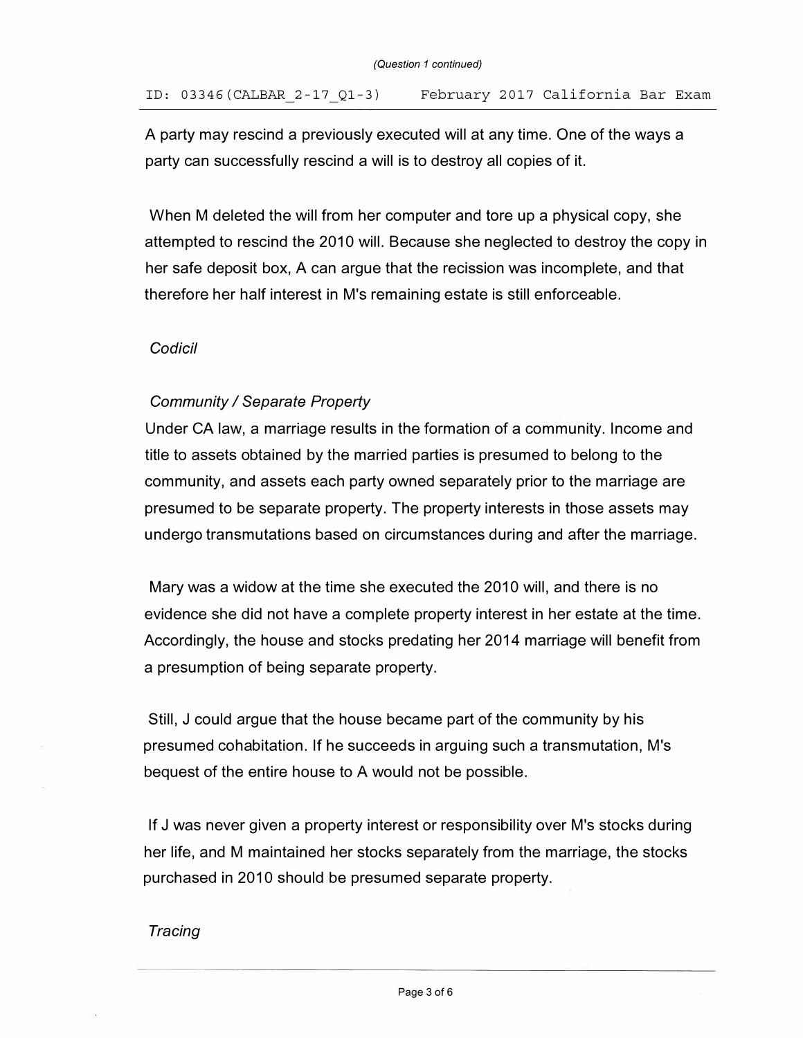A party may rescind a previously executed will at any time. One of the ways a party can successfully rescind a will is to destroy all copies of it.

When M deleted the will from her computer and tore up a physical copy, she attempted to rescind the 2010 will. Because she neglected to destroy the copy in her safe deposit box, A can argue that the recission was incomplete, and that therefore her half interest in M's remaining estate is still enforceable.

*Codicil*

*Community / Separate Property*

Under CA law, a marriage results in the formation of a community. Income and title to assets obtained by the married parties is presumed to belong to the community, and assets each party owned separately prior to the marriage are presumed to be separate property. The property interests in those assets may undergo transmutations based on circumstances during and after the marriage.

Mary was a widow at the time she executed the 2010 will, and there is no evidence she did not have a complete property interest in her estate at the time. Accordingly, the house and stocks predating her 2014 marriage will benefit from a presumption of being separate property.

Still, J could argue that the house became part of the community by his presumed cohabitation. If he succeeds in arguing such a transmutation, M's bequest of the entire house to A would not be possible.

If J was never given a property interest or responsibility over M's stocks during her life, and M maintained her stocks separately from the marriage, the stocks purchased in 2010 should be presumed separate property.

*Tracing*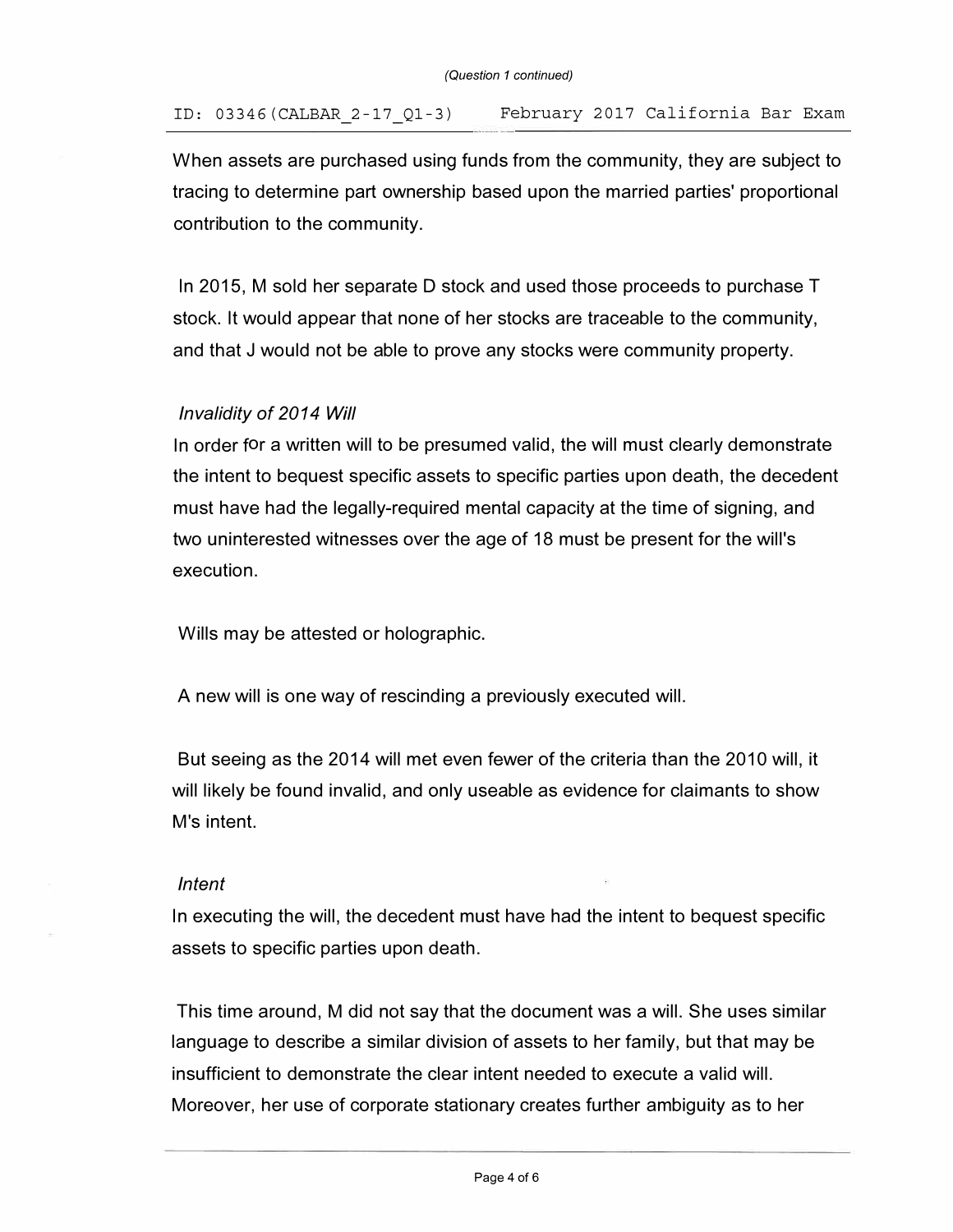When assets are purchased using funds from the community, they are subject to tracing to determine part ownership based upon the married parties' proportional contribution to the community.

In 2015, M sold her separate D stock and used those proceeds to purchase T stock. It would appear that none of her stocks are traceable to the community, and that J would not be able to prove any stocks were community property.

*Invalidity of 2014 Will*

In order for a written will to be presumed valid, the will must clearly demonstrate the intent to bequest specific assets to specific parties upon death, the decedent must have had the legally-required mental capacity at the time of signing, and two uninterested witnesses over the age of 18 must be present for the will's execution.

Wills may be attested or holographic.

A new will is one way of rescinding a previously executed will.

But seeing as the 2014 will met even fewer of the criteria than the 2010 will, it will likely be found invalid, and only useable as evidence for claimants to show M's intent.

*Intent*

In executing the will, the decedent must have had the intent to bequest specific assets to specific parties upon death.

This time around, M did not say that the document was a will. She uses similar language to describe a similar division of assets to her family, but that may be insufficient to demonstrate the clear intent needed to execute a valid will. Moreover, her use of corporate stationary creates further ambiguity as to her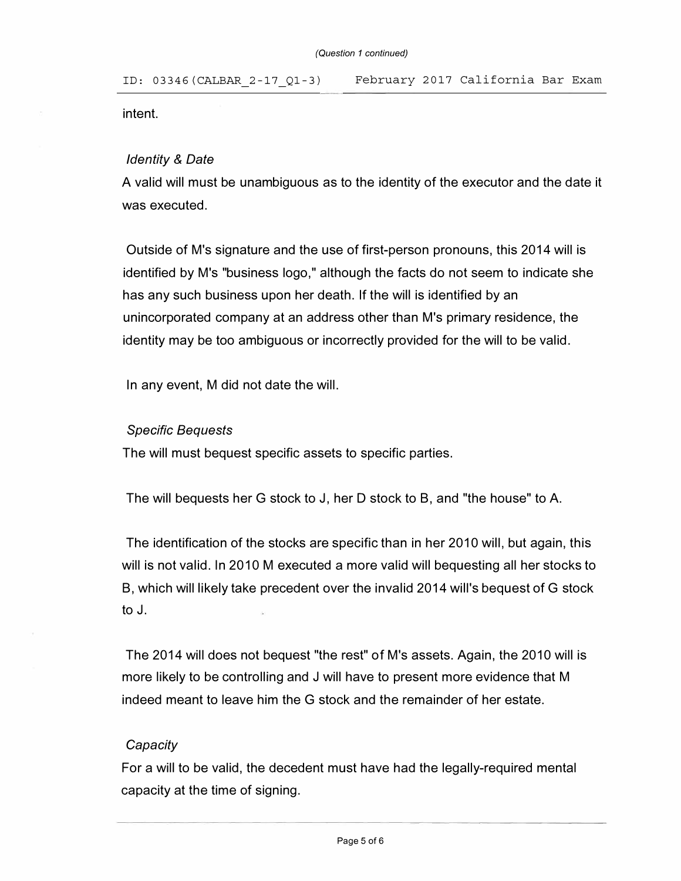intent.

*Identity & Date*

A valid will must be unambiguous as to the identity of the executor and the date it was executed.

Outside of M's signature and the use of first-person pronouns, this 2014 will is identified by M's "business logo," although the facts do not seem to indicate she has any such business upon her death. If the will is identified by an unincorporated company at an address other than M's primary residence, the identity may be too ambiguous or incorrectly provided for the will to be valid.

In any event, M did not date the will.

*Specific Bequests*

The will must bequest specific assets to specific parties.

The will bequests her G stock to J, her D stock to B, and "the house" to A.

The identification of the stocks are specific than in her 2010 will, but again, this will is not valid. In 2010 M executed a more valid will bequesting all her stocks to B, which will likely take precedent over the invalid 2014 will's bequest of G stock to J.

The 2014 will does not bequest "the rest" of M's assets. Again, the 2010 will is more likely to be controlling and J will have to present more evidence that M indeed meant to leave him the G stock and the remainder of her estate.

*Capacity*

For a will to be valid, the decedent must have had the legally-required mental capacity at the time of signing.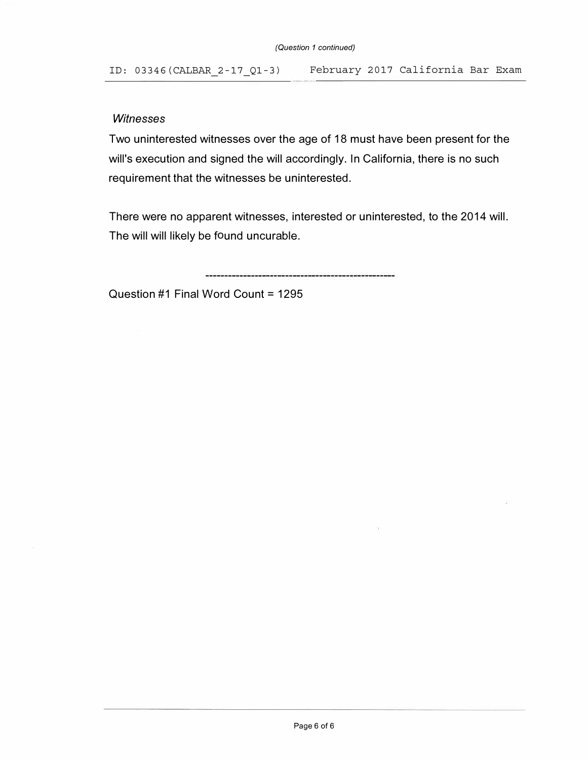*Witnesses*

Two uninterested witnesses over the age of 18 must have been present for the will's execution and signed the will accordingly. In California, there is no such requirement that the witnesses be uninterested.

There were no apparent witnesses, interested or uninterested, to the 2014 will. The will will likely be found uncurable.

---

Question #1 Final Word Count = 1295